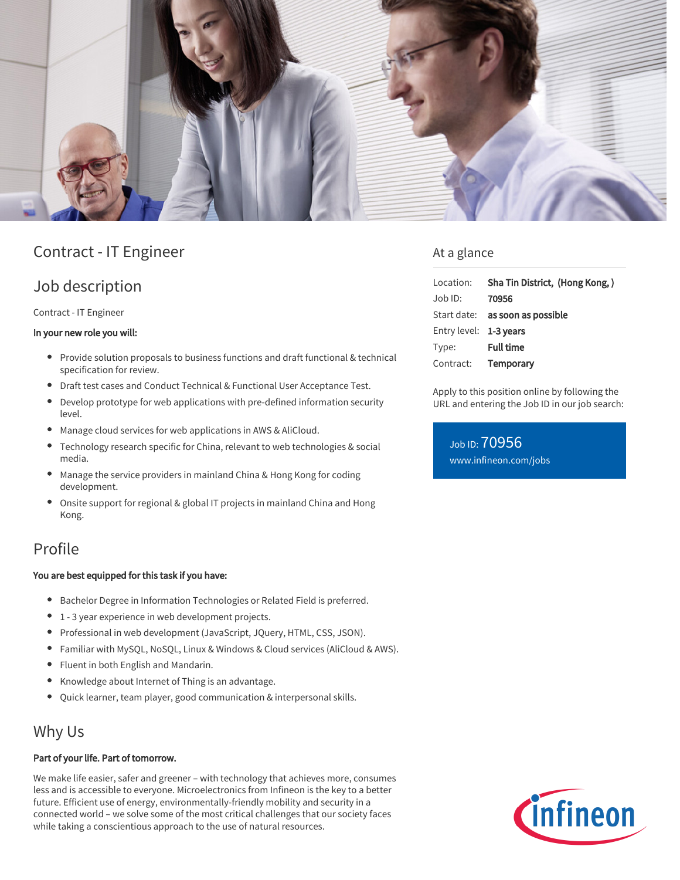# Contract - IT Engineer

## Job description

Contract - IT Engineer

**In your new role you will:**

- Provide solution proposals to business functions and draft functional & technical specification for review.
- Draft test cases and Conduct Technical & Functional User Acceptance Test.
- Develop prototype for web applications with pre-defined information security level.
- Manage cloud services for web applications in AWS & AliCloud.
- Technology research specific for China, relevant to web technologies & social media.
- Manage the service providers in mainland China & Hong Kong for coding development.
- Onsite support for regional & global IT projects in mainland China and Hong Kong.

## At a glance

| | |
|---|---|
| Location: | **Sha Tin District, (Hong Kong, )** |
| Job ID: | **70956** |
| Start date: | **as soon as possible** |
| Entry level: | **1-3 years** |
| Type: | **Full time** |
| Contract: | **Temporary** |

Apply to this position online by following the URL and entering the Job ID in our job search:

Job ID: 70956
www.infineon.com/jobs

## Profile

**You are best equipped for this task if you have:**

- Bachelor Degree in Information Technologies or Related Field is preferred.
- 1 - 3 year experience in web development projects.
- Professional in web development (JavaScript, JQuery, HTML, CSS, JSON).
- Familiar with MySQL, NoSQL, Linux & Windows & Cloud services (AliCloud & AWS).
- Fluent in both English and Mandarin.
- Knowledge about Internet of Thing is an advantage.
- Quick learner, team player, good communication & interpersonal skills.

## Why Us

**Part of your life. Part of tomorrow.**

We make life easier, safer and greener – with technology that achieves more, consumes less and is accessible to everyone. Microelectronics from Infineon is the key to a better future. Efficient use of energy, environmentally-friendly mobility and security in a connected world – we solve some of the most critical challenges that our society faces while taking a conscientious approach to the use of natural resources.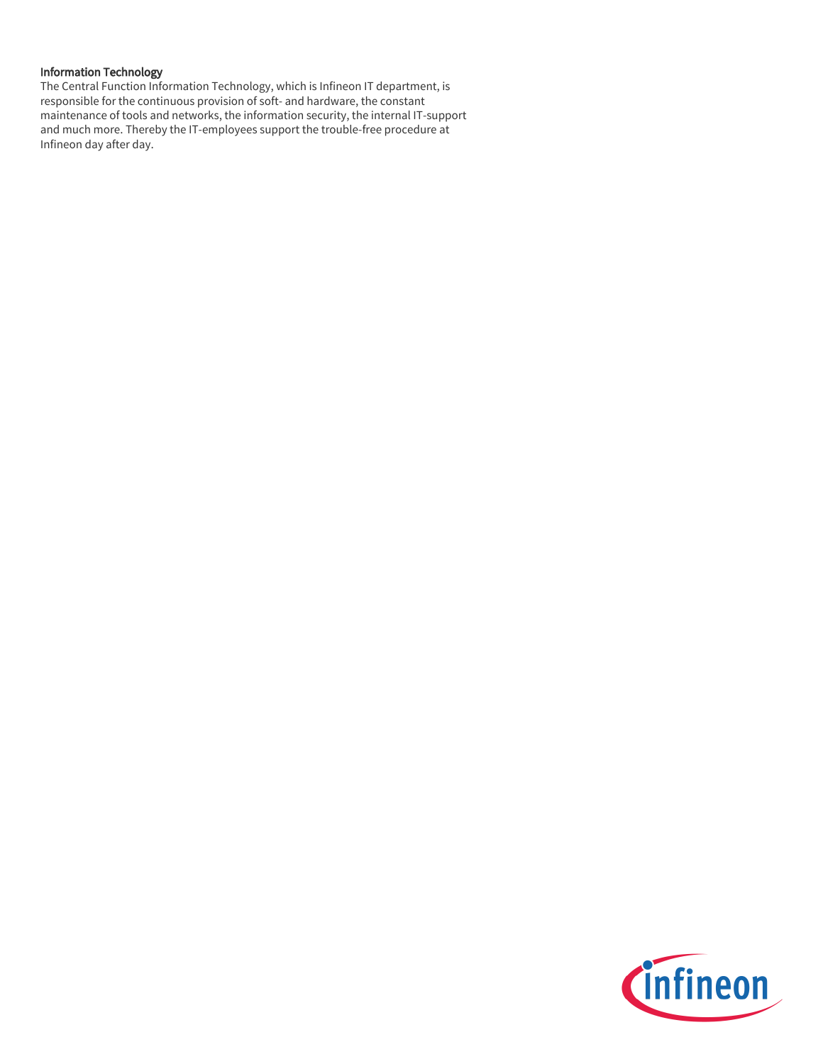### Information Technology

The Central Function Information Technology, which is Infineon IT department, is responsible for the continuous provision of soft- and hardware, the constant maintenance of tools and networks, the information security, the internal IT-support and much more. Thereby the IT-employees support the trouble-free procedure at Infineon day after day.